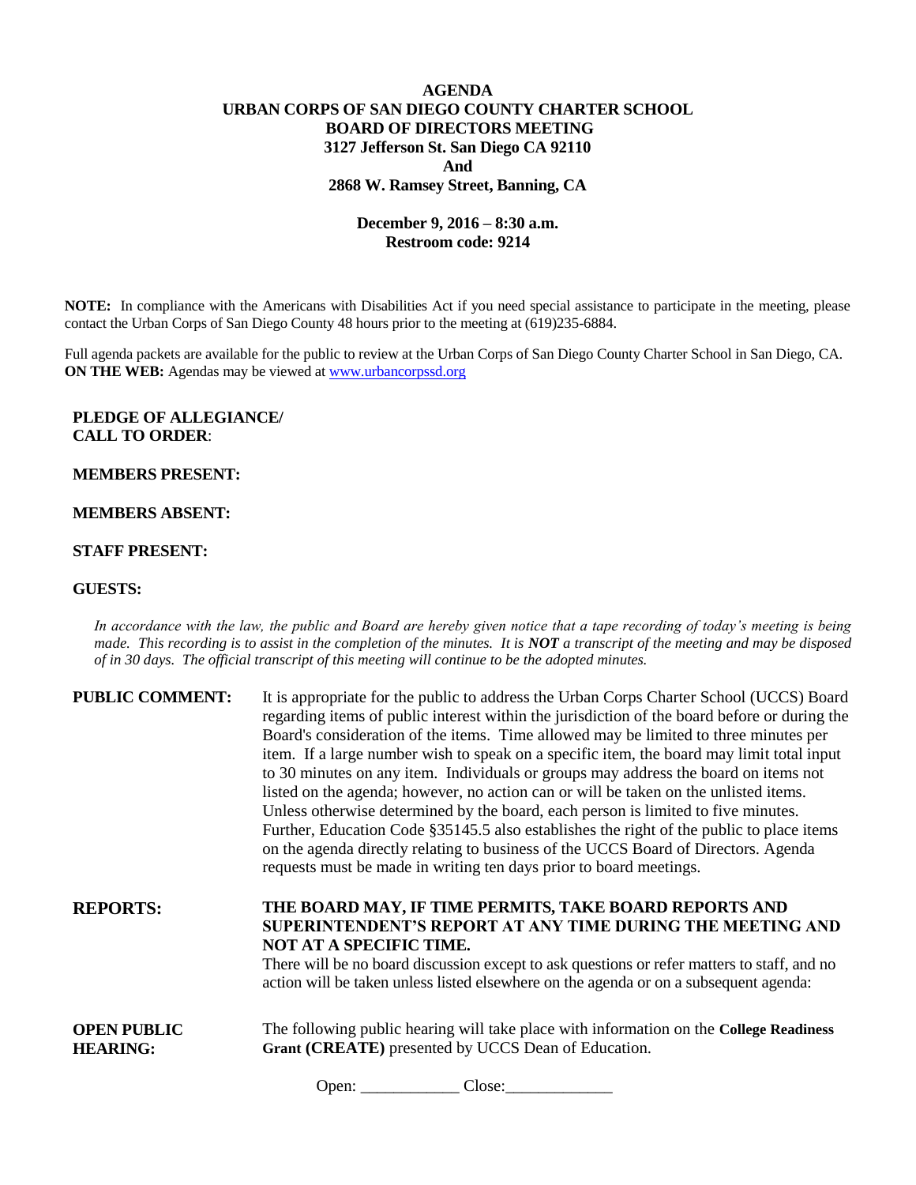# AGENDA
# URBAN CORPS OF SAN DIEGO COUNTY CHARTER SCHOOL
# BOARD OF DIRECTORS MEETING
## 3127 Jefferson St. San Diego CA 92110
## And
## 2868 W. Ramsey Street, Banning, CA

**December 9, 2016 – 8:30 a.m.**
**Restroom code: 9214**

**NOTE:** In compliance with the Americans with Disabilities Act if you need special assistance to participate in the meeting, please contact the Urban Corps of San Diego County 48 hours prior to the meeting at (619)235-6884.

Full agenda packets are available for the public to review at the Urban Corps of San Diego County Charter School in San Diego, CA.
**ON THE WEB:** Agendas may be viewed at www.urbancorpssd.org

**PLEDGE OF ALLEGIANCE/**
**CALL TO ORDER**:

**MEMBERS PRESENT:**

**MEMBERS ABSENT:**

**STAFF PRESENT:**

**GUESTS:**

*In accordance with the law, the public and Board are hereby given notice that a tape recording of today's meeting is being made. This recording is to assist in the completion of the minutes. It is **NOT** a transcript of the meeting and may be disposed of in 30 days. The official transcript of this meeting will continue to be the adopted minutes.*

**PUBLIC COMMENT:** It is appropriate for the public to address the Urban Corps Charter School (UCCS) Board regarding items of public interest within the jurisdiction of the board before or during the Board's consideration of the items. Time allowed may be limited to three minutes per item. If a large number wish to speak on a specific item, the board may limit total input to 30 minutes on any item. Individuals or groups may address the board on items not listed on the agenda; however, no action can or will be taken on the unlisted items. Unless otherwise determined by the board, each person is limited to five minutes. Further, Education Code §35145.5 also establishes the right of the public to place items on the agenda directly relating to business of the UCCS Board of Directors. Agenda requests must be made in writing ten days prior to board meetings.

**REPORTS:** **THE BOARD MAY, IF TIME PERMITS, TAKE BOARD REPORTS AND SUPERINTENDENT'S REPORT AT ANY TIME DURING THE MEETING AND NOT AT A SPECIFIC TIME.**
There will be no board discussion except to ask questions or refer matters to staff, and no action will be taken unless listed elsewhere on the agenda or on a subsequent agenda:

**OPEN PUBLIC HEARING:** The following public hearing will take place with information on the **College Readiness Grant (CREATE)** presented by UCCS Dean of Education.

Open: ____________ Close:_____________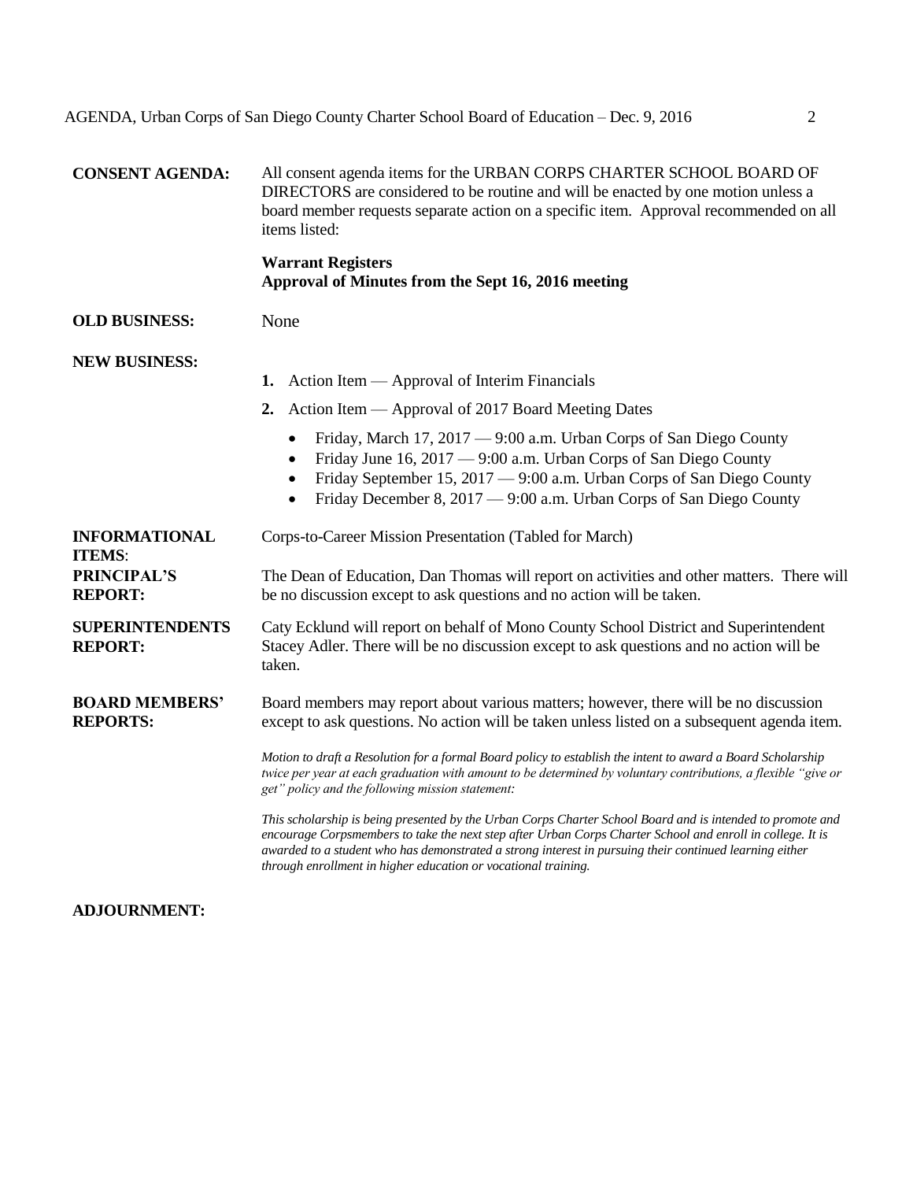**CONSENT AGENDA:** All consent agenda items for the URBAN CORPS CHARTER SCHOOL BOARD OF DIRECTORS are considered to be routine and will be enacted by one motion unless a board member requests separate action on a specific item. Approval recommended on all items listed:

**Warrant Registers**
**Approval of Minutes from the Sept 16, 2016 meeting**

**OLD BUSINESS:** None

**NEW BUSINESS:**

1. Action Item — Approval of Interim Financials
2. Action Item — Approval of 2017 Board Meeting Dates
   - Friday, March 17, 2017 — 9:00 a.m. Urban Corps of San Diego County
   - Friday June 16, 2017 — 9:00 a.m. Urban Corps of San Diego County
   - Friday September 15, 2017 — 9:00 a.m. Urban Corps of San Diego County
   - Friday December 8, 2017 — 9:00 a.m. Urban Corps of San Diego County

**INFORMATIONAL ITEMS**: Corps-to-Career Mission Presentation (Tabled for March)

**PRINCIPAL'S REPORT:** The Dean of Education, Dan Thomas will report on activities and other matters. There will be no discussion except to ask questions and no action will be taken.

**SUPERINTENDENTS REPORT:** Caty Ecklund will report on behalf of Mono County School District and Superintendent Stacey Adler. There will be no discussion except to ask questions and no action will be taken.

**BOARD MEMBERS' REPORTS:** Board members may report about various matters; however, there will be no discussion except to ask questions. No action will be taken unless listed on a subsequent agenda item.

*Motion to draft a Resolution for a formal Board policy to establish the intent to award a Board Scholarship twice per year at each graduation with amount to be determined by voluntary contributions, a flexible "give or get" policy and the following mission statement:*

*This scholarship is being presented by the Urban Corps Charter School Board and is intended to promote and encourage Corpsmembers to take the next step after Urban Corps Charter School and enroll in college. It is awarded to a student who has demonstrated a strong interest in pursuing their continued learning either through enrollment in higher education or vocational training.*

**ADJOURNMENT:**